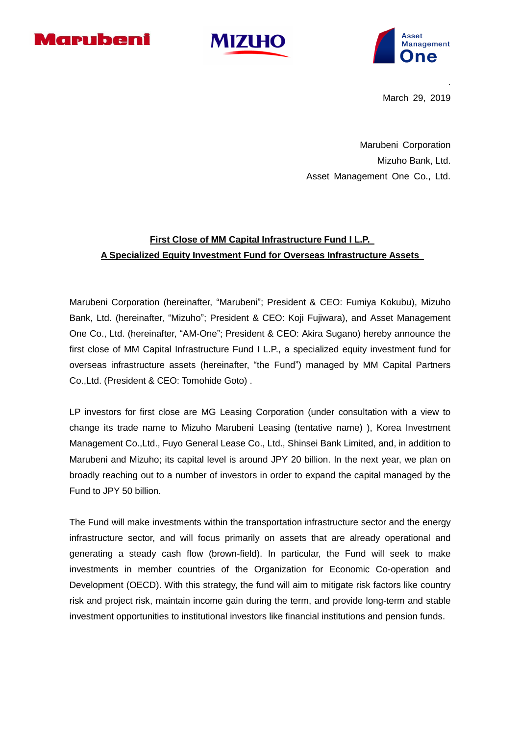Marubeni MIZUHO Asset Management One

March 29, 2019

Marubeni Corporation
Mizuho Bank, Ltd.
Asset Management One Co., Ltd.

**First Close of MM Capital Infrastructure Fund I L.P.**
**A Specialized Equity Investment Fund for Overseas Infrastructure Assets**

Marubeni Corporation (hereinafter, "Marubeni"; President & CEO: Fumiya Kokubu), Mizuho Bank, Ltd. (hereinafter, "Mizuho"; President & CEO: Koji Fujiwara), and Asset Management One Co., Ltd. (hereinafter, "AM-One"; President & CEO: Akira Sugano) hereby announce the first close of MM Capital Infrastructure Fund I L.P., a specialized equity investment fund for overseas infrastructure assets (hereinafter, "the Fund") managed by MM Capital Partners Co.,Ltd. (President & CEO: Tomohide Goto) .

LP investors for first close are MG Leasing Corporation (under consultation with a view to change its trade name to Mizuho Marubeni Leasing (tentative name) ), Korea Investment Management Co.,Ltd., Fuyo General Lease Co., Ltd., Shinsei Bank Limited, and, in addition to Marubeni and Mizuho; its capital level is around JPY 20 billion. In the next year, we plan on broadly reaching out to a number of investors in order to expand the capital managed by the Fund to JPY 50 billion.

The Fund will make investments within the transportation infrastructure sector and the energy infrastructure sector, and will focus primarily on assets that are already operational and generating a steady cash flow (brown-field). In particular, the Fund will seek to make investments in member countries of the Organization for Economic Co-operation and Development (OECD). With this strategy, the fund will aim to mitigate risk factors like country risk and project risk, maintain income gain during the term, and provide long-term and stable investment opportunities to institutional investors like financial institutions and pension funds.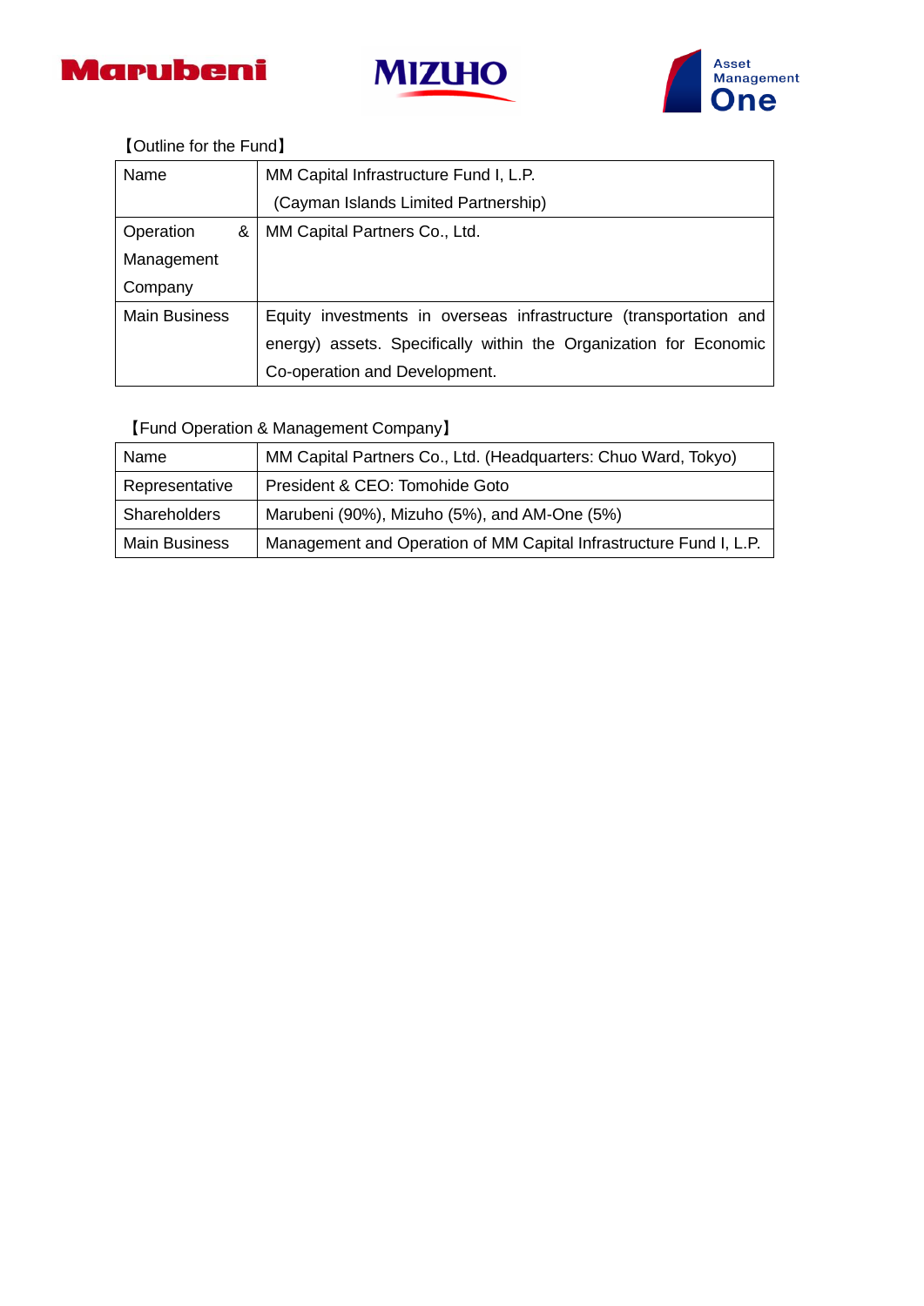【Outline for the Fund】

| Name | MM Capital Infrastructure Fund I, L.P. (Cayman Islands Limited Partnership) |
|---|---|
| Operation & Management Company | MM Capital Partners Co., Ltd. |
| Main Business | Equity investments in overseas infrastructure (transportation and energy) assets. Specifically within the Organization for Economic Co-operation and Development. |

【Fund Operation & Management Company】

| Name | MM Capital Partners Co., Ltd. (Headquarters: Chuo Ward, Tokyo) |
|---|---|
| Representative | President & CEO: Tomohide Goto |
| Shareholders | Marubeni (90%), Mizuho (5%), and AM-One (5%) |
| Main Business | Management and Operation of MM Capital Infrastructure Fund I, L.P. |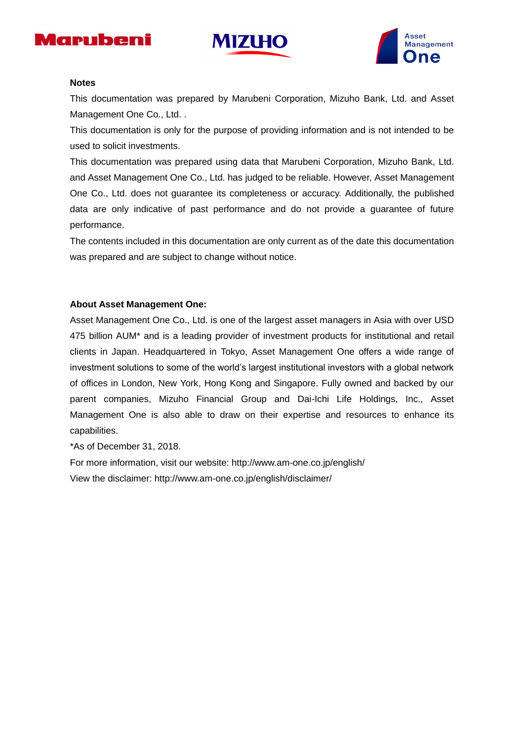**Notes**

This documentation was prepared by Marubeni Corporation, Mizuho Bank, Ltd. and Asset Management One Co., Ltd. .

This documentation is only for the purpose of providing information and is not intended to be used to solicit investments.

This documentation was prepared using data that Marubeni Corporation, Mizuho Bank, Ltd. and Asset Management One Co., Ltd. has judged to be reliable. However, Asset Management One Co., Ltd. does not guarantee its completeness or accuracy. Additionally, the published data are only indicative of past performance and do not provide a guarantee of future performance.

The contents included in this documentation are only current as of the date this documentation was prepared and are subject to change without notice.

**About Asset Management One:**

Asset Management One Co., Ltd. is one of the largest asset managers in Asia with over USD 475 billion AUM* and is a leading provider of investment products for institutional and retail clients in Japan. Headquartered in Tokyo, Asset Management One offers a wide range of investment solutions to some of the world's largest institutional investors with a global network of offices in London, New York, Hong Kong and Singapore. Fully owned and backed by our parent companies, Mizuho Financial Group and Dai-Ichi Life Holdings, Inc., Asset Management One is also able to draw on their expertise and resources to enhance its capabilities.

*As of December 31, 2018.

For more information, visit our website: http://www.am-one.co.jp/english/

View the disclaimer: http://www.am-one.co.jp/english/disclaimer/